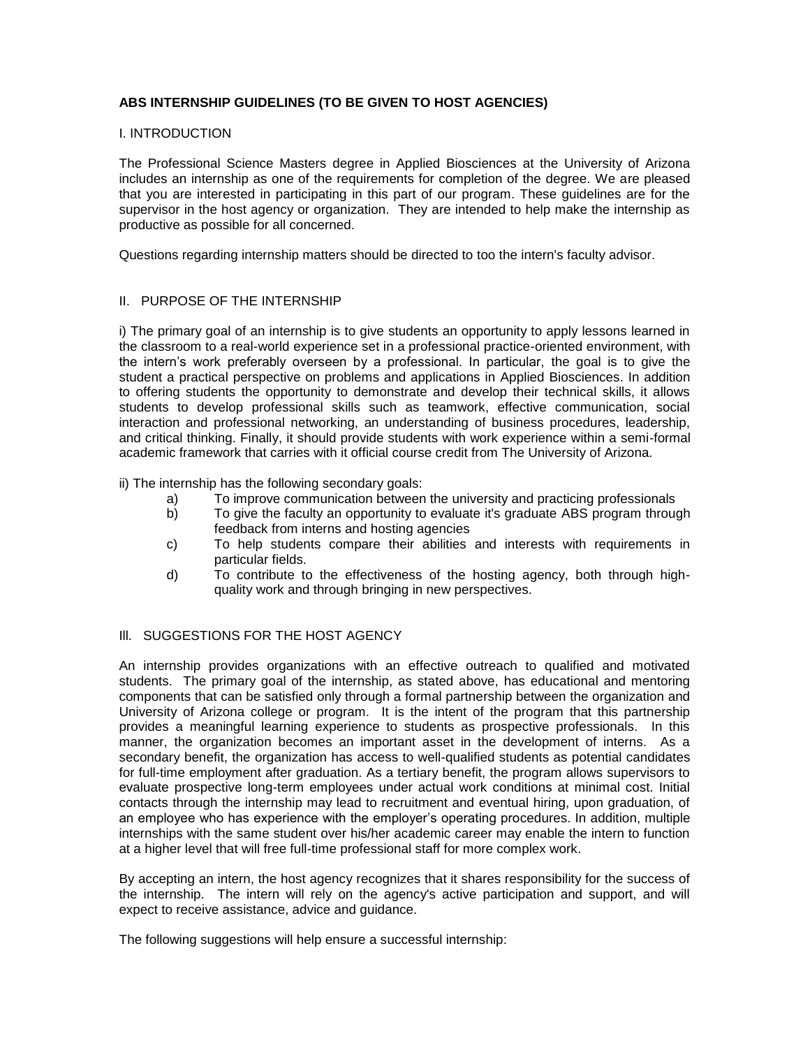**ABS INTERNSHIP GUIDELINES (TO BE GIVEN TO HOST AGENCIES)**

I. INTRODUCTION

The Professional Science Masters degree in Applied Biosciences at the University of Arizona includes an internship as one of the requirements for completion of the degree. We are pleased that you are interested in participating in this part of our program. These guidelines are for the supervisor in the host agency or organization. They are intended to help make the internship as productive as possible for all concerned.

Questions regarding internship matters should be directed to too the intern's faculty advisor.

II. PURPOSE OF THE INTERNSHIP

i) The primary goal of an internship is to give students an opportunity to apply lessons learned in the classroom to a real-world experience set in a professional practice-oriented environment, with the intern's work preferably overseen by a professional. In particular, the goal is to give the student a practical perspective on problems and applications in Applied Biosciences. In addition to offering students the opportunity to demonstrate and develop their technical skills, it allows students to develop professional skills such as teamwork, effective communication, social interaction and professional networking, an understanding of business procedures, leadership, and critical thinking. Finally, it should provide students with work experience within a semi-formal academic framework that carries with it official course credit from The University of Arizona.

ii) The internship has the following secondary goals:

- a) To improve communication between the university and practicing professionals
- b) To give the faculty an opportunity to evaluate it's graduate ABS program through feedback from interns and hosting agencies
- c) To help students compare their abilities and interests with requirements in particular fields.
- d) To contribute to the effectiveness of the hosting agency, both through high-quality work and through bringing in new perspectives.

Ill. SUGGESTIONS FOR THE HOST AGENCY

An internship provides organizations with an effective outreach to qualified and motivated students. The primary goal of the internship, as stated above, has educational and mentoring components that can be satisfied only through a formal partnership between the organization and University of Arizona college or program. It is the intent of the program that this partnership provides a meaningful learning experience to students as prospective professionals. In this manner, the organization becomes an important asset in the development of interns. As a secondary benefit, the organization has access to well-qualified students as potential candidates for full-time employment after graduation. As a tertiary benefit, the program allows supervisors to evaluate prospective long-term employees under actual work conditions at minimal cost. Initial contacts through the internship may lead to recruitment and eventual hiring, upon graduation, of an employee who has experience with the employer's operating procedures. In addition, multiple internships with the same student over his/her academic career may enable the intern to function at a higher level that will free full-time professional staff for more complex work.

By accepting an intern, the host agency recognizes that it shares responsibility for the success of the internship. The intern will rely on the agency's active participation and support, and will expect to receive assistance, advice and guidance.

The following suggestions will help ensure a successful internship: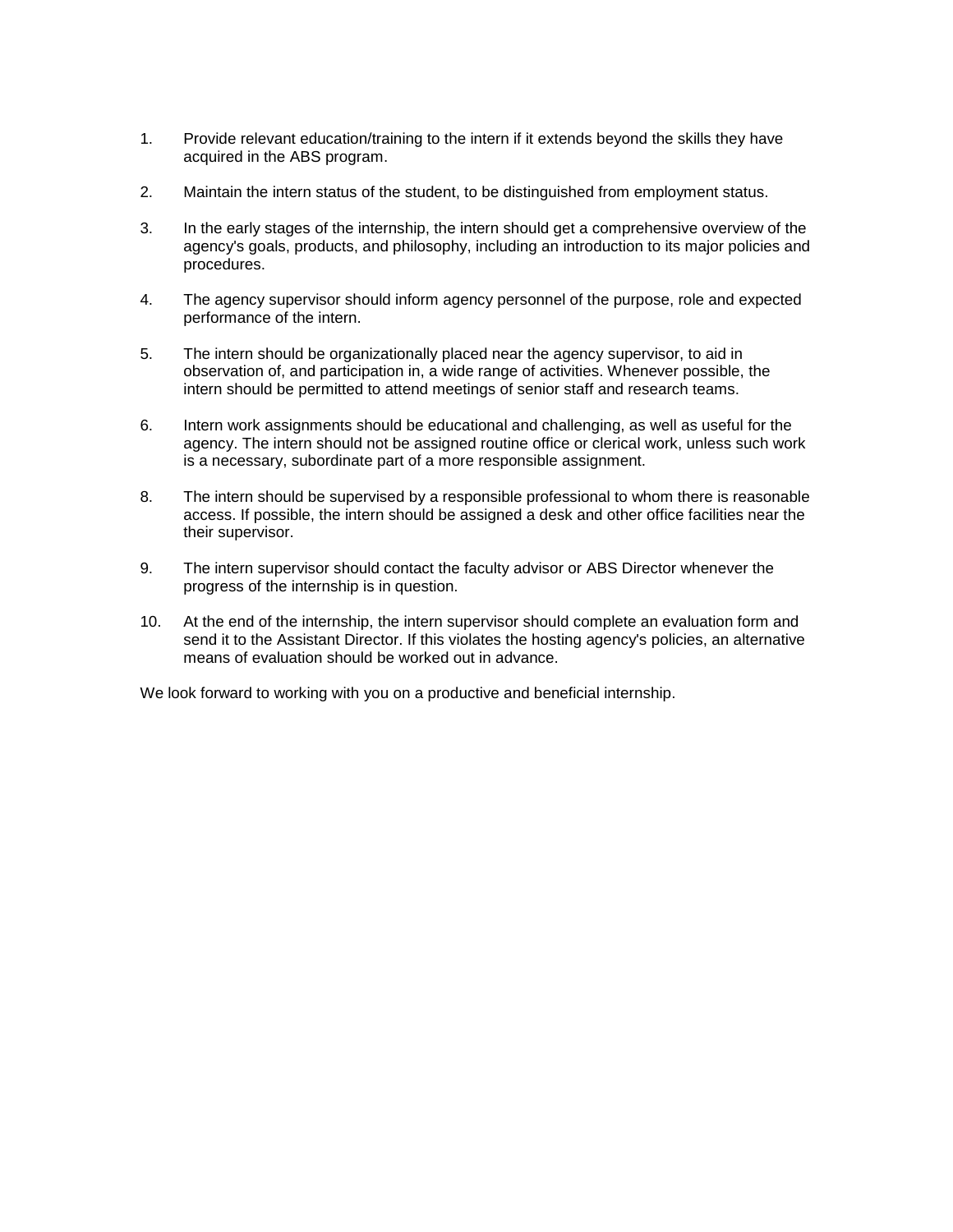1. Provide relevant education/training to the intern if it extends beyond the skills they have acquired in the ABS program.

2. Maintain the intern status of the student, to be distinguished from employment status.

3. In the early stages of the internship, the intern should get a comprehensive overview of the agency's goals, products, and philosophy, including an introduction to its major policies and procedures.

4. The agency supervisor should inform agency personnel of the purpose, role and expected performance of the intern.

5. The intern should be organizationally placed near the agency supervisor, to aid in observation of, and participation in, a wide range of activities. Whenever possible, the intern should be permitted to attend meetings of senior staff and research teams.

6. Intern work assignments should be educational and challenging, as well as useful for the agency. The intern should not be assigned routine office or clerical work, unless such work is a necessary, subordinate part of a more responsible assignment.

8. The intern should be supervised by a responsible professional to whom there is reasonable access. If possible, the intern should be assigned a desk and other office facilities near the their supervisor.

9. The intern supervisor should contact the faculty advisor or ABS Director whenever the progress of the internship is in question.

10. At the end of the internship, the intern supervisor should complete an evaluation form and send it to the Assistant Director. If this violates the hosting agency's policies, an alternative means of evaluation should be worked out in advance.

We look forward to working with you on a productive and beneficial internship.